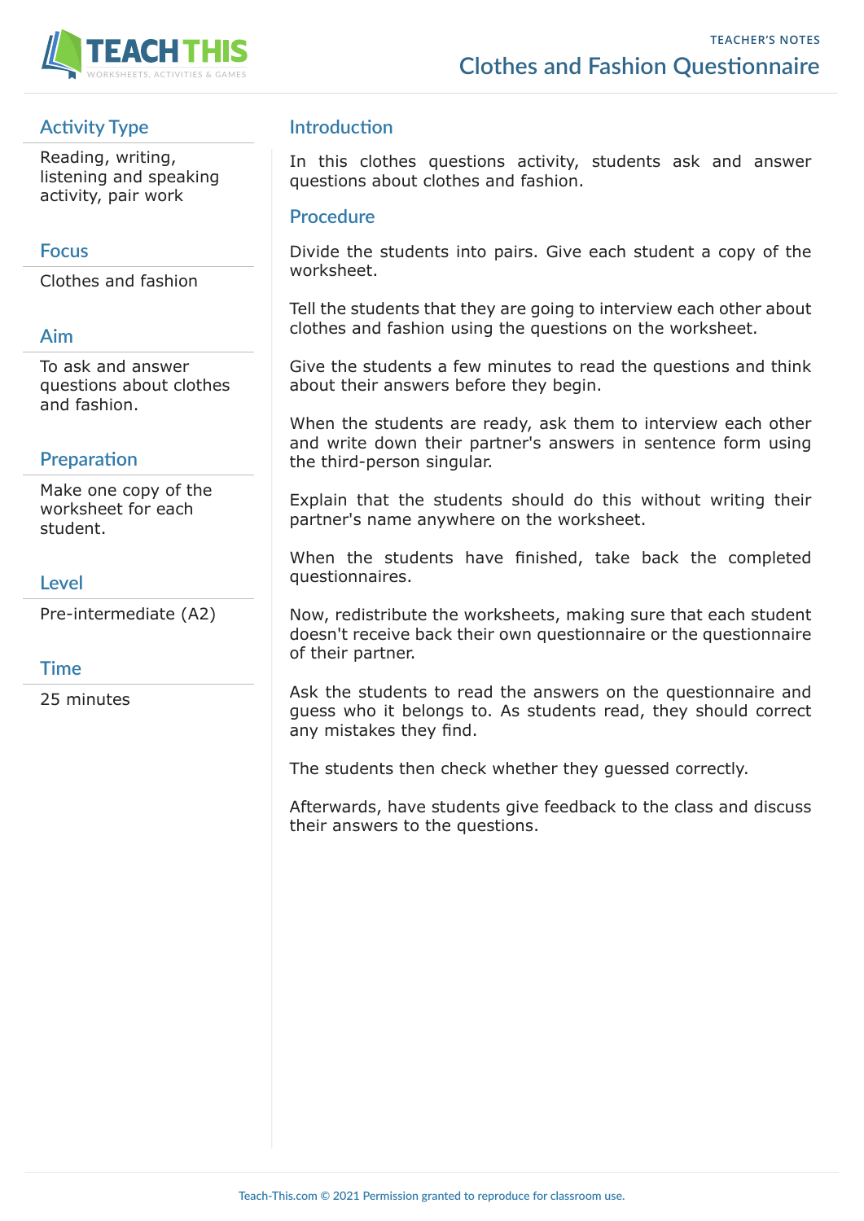TEACHER'S NOTES

# Clothes and Fashion Questionnaire

## Activity Type

Reading, writing, listening and speaking activity, pair work

## Focus

Clothes and fashion

## Aim

To ask and answer questions about clothes and fashion.

## Preparation

Make one copy of the worksheet for each student.

## Level

Pre-intermediate (A2)

## Time

25 minutes

## Introduction

In this clothes questions activity, students ask and answer questions about clothes and fashion.

## Procedure

Divide the students into pairs. Give each student a copy of the worksheet.

Tell the students that they are going to interview each other about clothes and fashion using the questions on the worksheet.

Give the students a few minutes to read the questions and think about their answers before they begin.

When the students are ready, ask them to interview each other and write down their partner's answers in sentence form using the third-person singular.

Explain that the students should do this without writing their partner's name anywhere on the worksheet.

When the students have finished, take back the completed questionnaires.

Now, redistribute the worksheets, making sure that each student doesn't receive back their own questionnaire or the questionnaire of their partner.

Ask the students to read the answers on the questionnaire and guess who it belongs to. As students read, they should correct any mistakes they find.

The students then check whether they guessed correctly.

Afterwards, have students give feedback to the class and discuss their answers to the questions.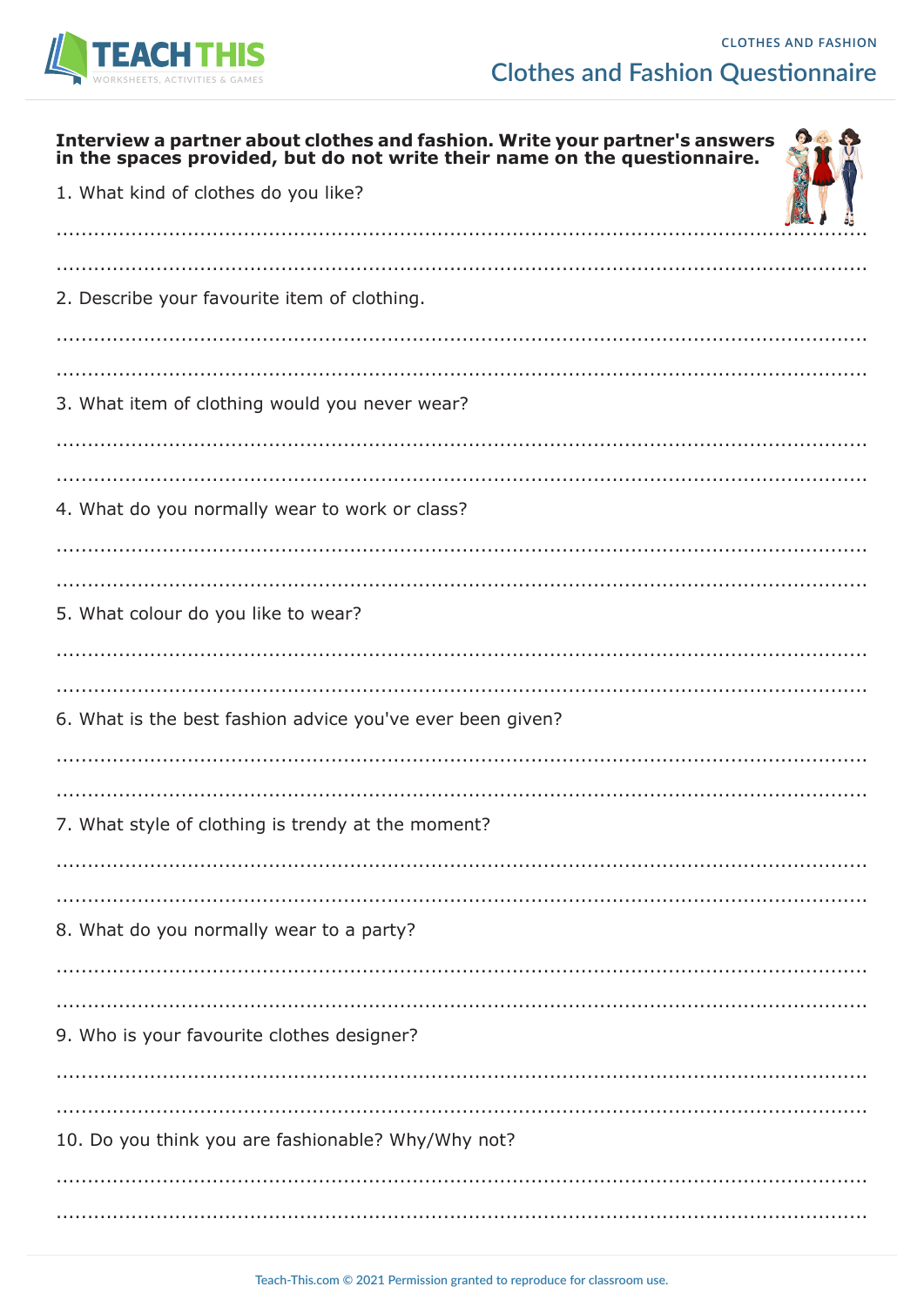# Clothes and Fashion Questionnaire

**Interview a partner about clothes and fashion. Write your partner's answers in the spaces provided, but do not write their name on the questionnaire.**

1. What kind of clothes do you like?

..........................................................................................................................

..........................................................................................................................

2. Describe your favourite item of clothing.

..........................................................................................................................

..........................................................................................................................

3. What item of clothing would you never wear?

..........................................................................................................................

..........................................................................................................................

4. What do you normally wear to work or class?

..........................................................................................................................

..........................................................................................................................

5. What colour do you like to wear?

..........................................................................................................................

..........................................................................................................................

6. What is the best fashion advice you've ever been given?

..........................................................................................................................

..........................................................................................................................

7. What style of clothing is trendy at the moment?

..........................................................................................................................

..........................................................................................................................

8. What do you normally wear to a party?

..........................................................................................................................

..........................................................................................................................

9. Who is your favourite clothes designer?

..........................................................................................................................

..........................................................................................................................

10. Do you think you are fashionable? Why/Why not?

..........................................................................................................................

..........................................................................................................................